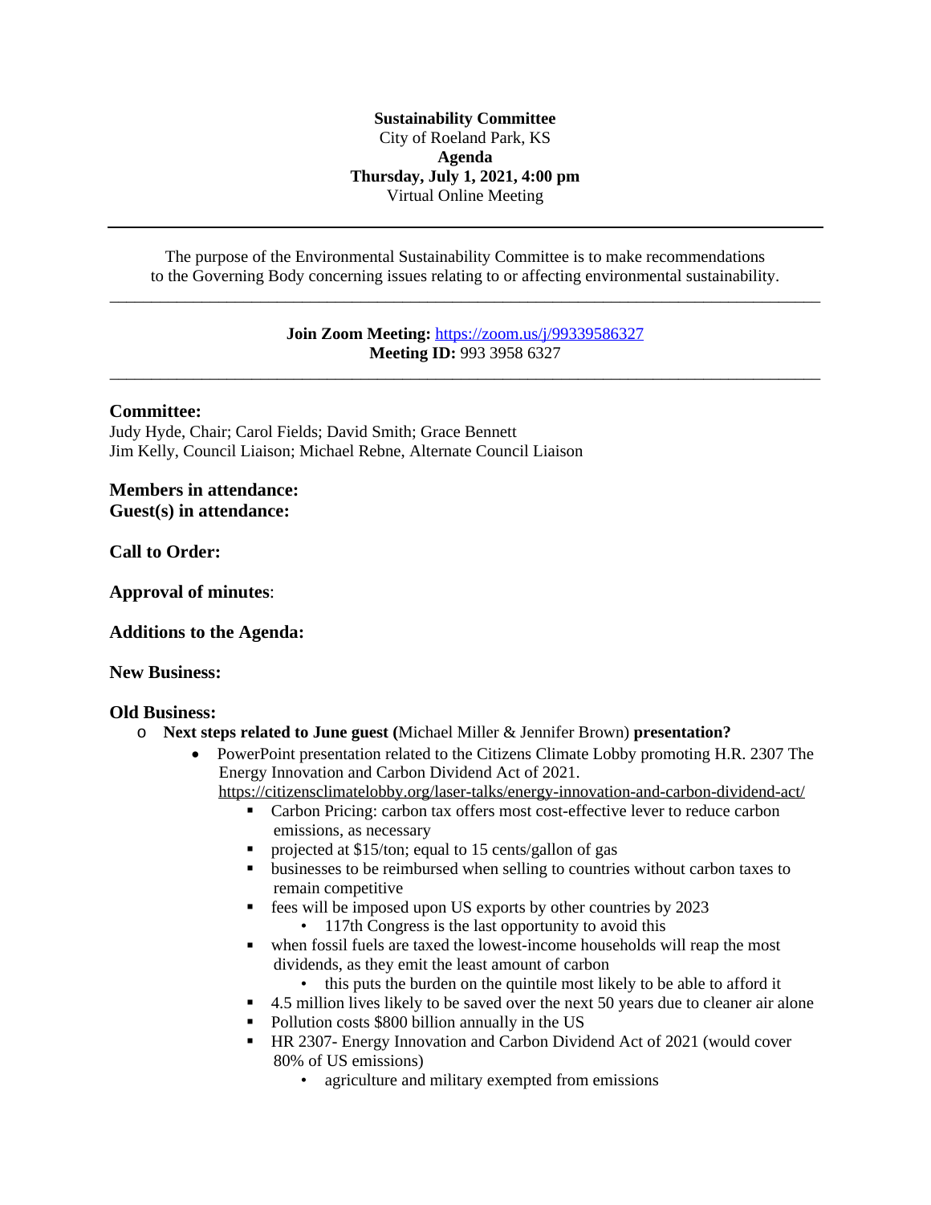**Sustainability Committee**
City of Roeland Park, KS
**Agenda**
**Thursday, July 1, 2021, 4:00 pm**
Virtual Online Meeting

---

The purpose of the Environmental Sustainability Committee is to make recommendations to the Governing Body concerning issues relating to or affecting environmental sustainability.

---

**Join Zoom Meeting:** https://zoom.us/j/99339586327
**Meeting ID:** 993 3958 6327

---

**Committee:**
Judy Hyde, Chair; Carol Fields; David Smith; Grace Bennett
Jim Kelly, Council Liaison; Michael Rebne, Alternate Council Liaison

**Members in attendance:**
**Guest(s) in attendance:**

**Call to Order:**

**Approval of minutes**:

**Additions to the Agenda:**

**New Business:**

**Old Business:**

- **Next steps related to June guest (**Michael Miller & Jennifer Brown) **presentation?**
  - PowerPoint presentation related to the Citizens Climate Lobby promoting H.R. 2307 The Energy Innovation and Carbon Dividend Act of 2021. https://citizensclimatelobby.org/laser-talks/energy-innovation-and-carbon-dividend-act/
    - Carbon Pricing: carbon tax offers most cost-effective lever to reduce carbon emissions, as necessary
    - projected at $15/ton; equal to 15 cents/gallon of gas
    - businesses to be reimbursed when selling to countries without carbon taxes to remain competitive
    - fees will be imposed upon US exports by other countries by 2023
      - 117th Congress is the last opportunity to avoid this
    - when fossil fuels are taxed the lowest-income households will reap the most dividends, as they emit the least amount of carbon
      - this puts the burden on the quintile most likely to be able to afford it
    - 4.5 million lives likely to be saved over the next 50 years due to cleaner air alone
    - Pollution costs $800 billion annually in the US
    - HR 2307- Energy Innovation and Carbon Dividend Act of 2021 (would cover 80% of US emissions)
      - agriculture and military exempted from emissions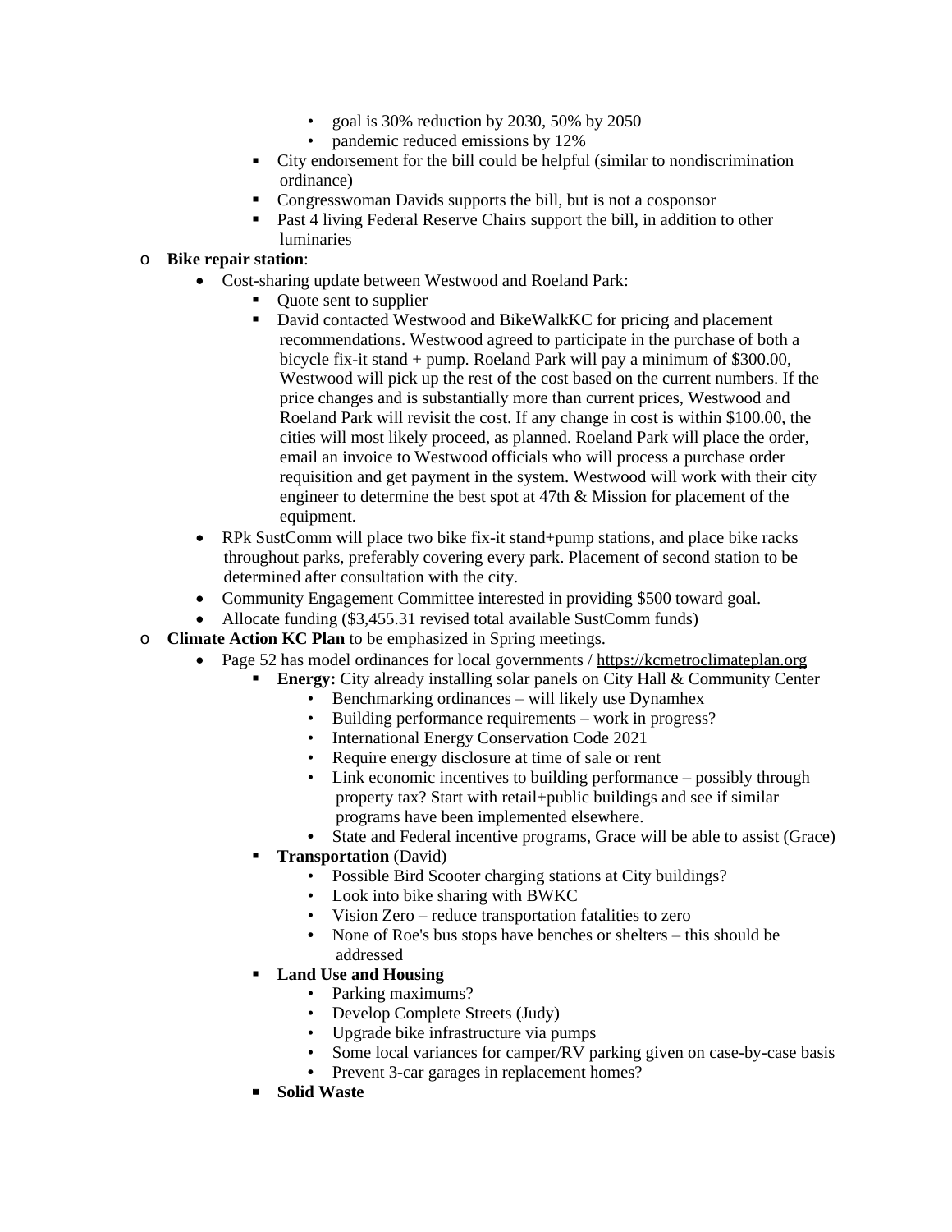- goal is 30% reduction by 2030, 50% by 2050
            - pandemic reduced emissions by 12%
        - City endorsement for the bill could be helpful (similar to nondiscrimination ordinance)
        - Congresswoman Davids supports the bill, but is not a cosponsor
        - Past 4 living Federal Reserve Chairs support the bill, in addition to other luminaries
- **Bike repair station**:
    - Cost-sharing update between Westwood and Roeland Park:
        - Quote sent to supplier
        - David contacted Westwood and BikeWalkKC for pricing and placement recommendations. Westwood agreed to participate in the purchase of both a bicycle fix-it stand + pump. Roeland Park will pay a minimum of $300.00, Westwood will pick up the rest of the cost based on the current numbers. If the price changes and is substantially more than current prices, Westwood and Roeland Park will revisit the cost. If any change in cost is within $100.00, the cities will most likely proceed, as planned. Roeland Park will place the order, email an invoice to Westwood officials who will process a purchase order requisition and get payment in the system. Westwood will work with their city engineer to determine the best spot at 47th & Mission for placement of the equipment.
    - RPk SustComm will place two bike fix-it stand+pump stations, and place bike racks throughout parks, preferably covering every park. Placement of second station to be determined after consultation with the city.
    - Community Engagement Committee interested in providing $500 toward goal.
    - Allocate funding ($3,455.31 revised total available SustComm funds)
- **Climate Action KC Plan** to be emphasized in Spring meetings.
    - Page 52 has model ordinances for local governments / https://kcmetroclimateplan.org
        - **Energy:** City already installing solar panels on City Hall & Community Center
            - Benchmarking ordinances – will likely use Dynamhex
            - Building performance requirements – work in progress?
            - International Energy Conservation Code 2021
            - Require energy disclosure at time of sale or rent
            - Link economic incentives to building performance – possibly through property tax? Start with retail+public buildings and see if similar programs have been implemented elsewhere.
            - State and Federal incentive programs, Grace will be able to assist (Grace)
        - **Transportation** (David)
            - Possible Bird Scooter charging stations at City buildings?
            - Look into bike sharing with BWKC
            - Vision Zero – reduce transportation fatalities to zero
            - None of Roe's bus stops have benches or shelters – this should be addressed
        - **Land Use and Housing**
            - Parking maximums?
            - Develop Complete Streets (Judy)
            - Upgrade bike infrastructure via pumps
            - Some local variances for camper/RV parking given on case-by-case basis
            - Prevent 3-car garages in replacement homes?
        - **Solid Waste**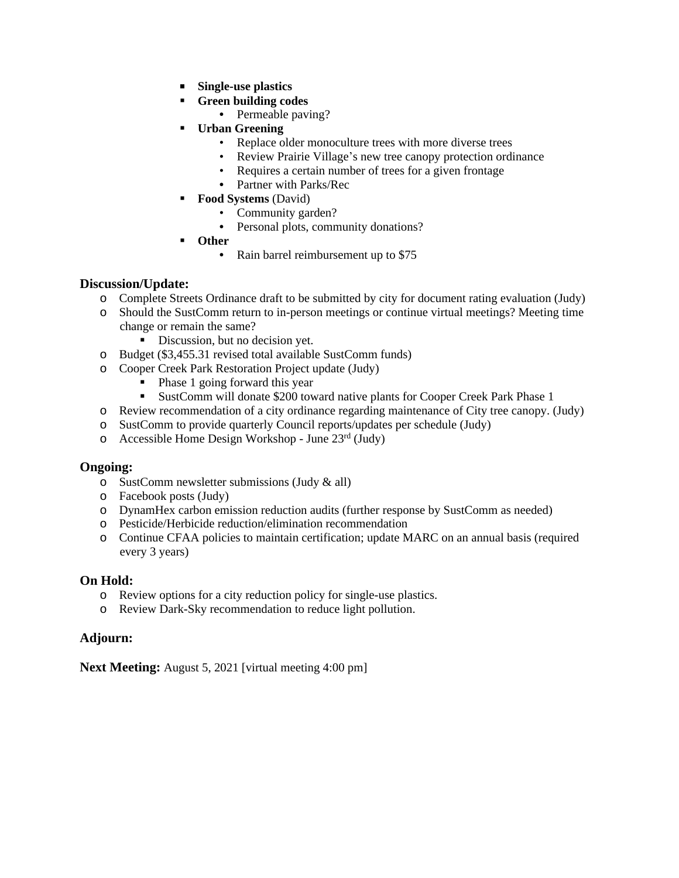- **Single-use plastics**
- **Green building codes**
  - Permeable paving?
- **Urban Greening**
  - Replace older monoculture trees with more diverse trees
  - Review Prairie Village's new tree canopy protection ordinance
  - Requires a certain number of trees for a given frontage
  - Partner with Parks/Rec
- **Food Systems** (David)
  - Community garden?
  - Personal plots, community donations?
- **Other**
  - Rain barrel reimbursement up to $75

### Discussion/Update:

- Complete Streets Ordinance draft to be submitted by city for document rating evaluation (Judy)
- Should the SustComm return to in-person meetings or continue virtual meetings? Meeting time change or remain the same?
  - Discussion, but no decision yet.
- Budget ($3,455.31 revised total available SustComm funds)
- Cooper Creek Park Restoration Project update (Judy)
  - Phase 1 going forward this year
  - SustComm will donate $200 toward native plants for Cooper Creek Park Phase 1
- Review recommendation of a city ordinance regarding maintenance of City tree canopy. (Judy)
- SustComm to provide quarterly Council reports/updates per schedule (Judy)
- Accessible Home Design Workshop - June 23rd (Judy)

### Ongoing:

- SustComm newsletter submissions (Judy & all)
- Facebook posts (Judy)
- DynamHex carbon emission reduction audits (further response by SustComm as needed)
- Pesticide/Herbicide reduction/elimination recommendation
- Continue CFAA policies to maintain certification; update MARC on an annual basis (required every 3 years)

### On Hold:

- Review options for a city reduction policy for single-use plastics.
- Review Dark-Sky recommendation to reduce light pollution.

### Adjourn:

**Next Meeting:** August 5, 2021 [virtual meeting 4:00 pm]